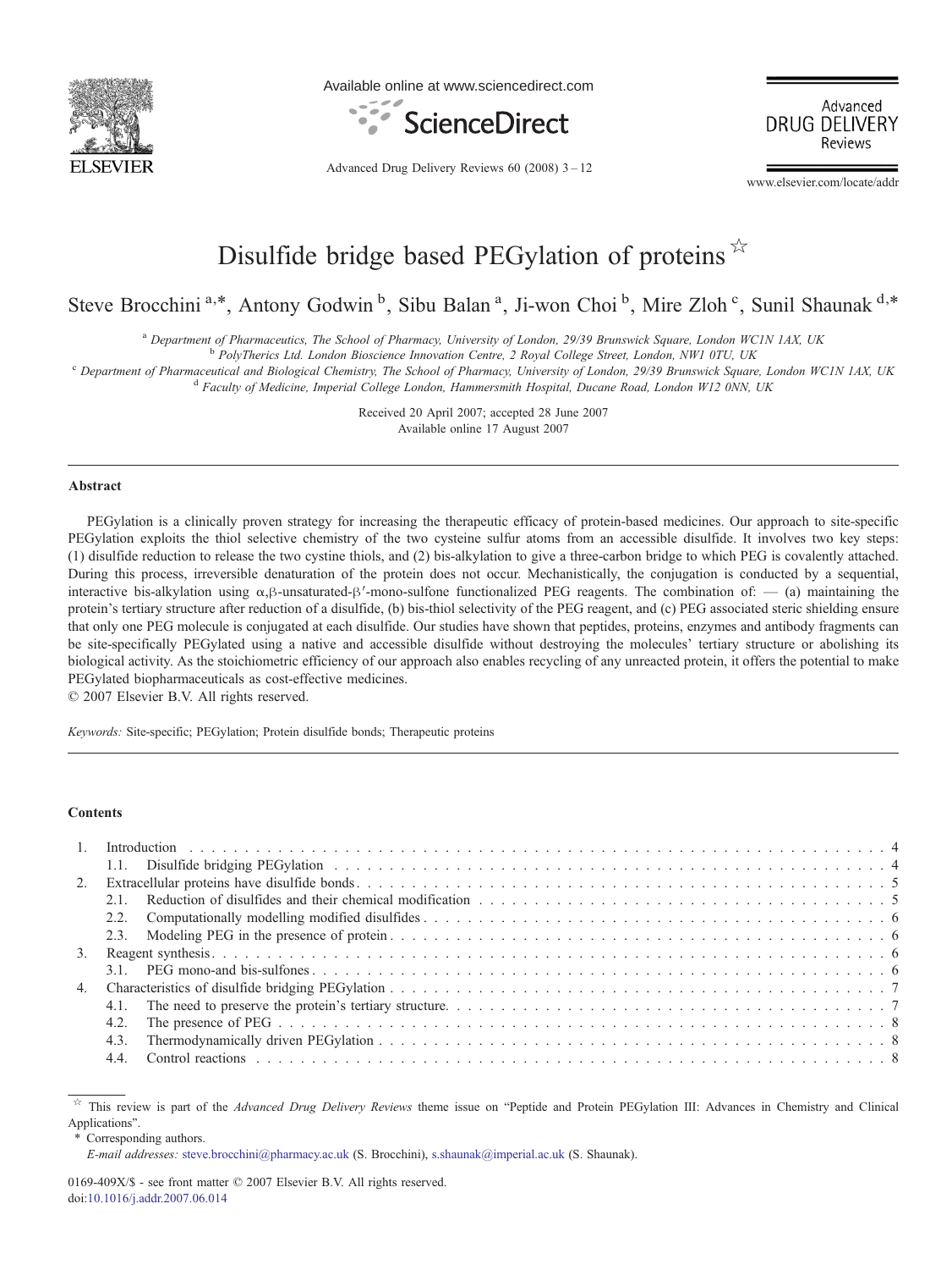# Disulfide bridge based PEGylation of proteins ☆

Steve Brocchini [a,*], Antony Godwin [b], Sibu Balan [a], Ji-won Choi [b], Mire Zloh [c], Sunil Shaunak [d,*]

[a] Department of Pharmaceutics, The School of Pharmacy, University of London, 29/39 Brunswick Square, London WC1N 1AX, UK
[b] PolyTherics Ltd. London Bioscience Innovation Centre, 2 Royal College Street, London, NW1 0TU, UK
[c] Department of Pharmaceutical and Biological Chemistry, The School of Pharmacy, University of London, 29/39 Brunswick Square, London WC1N 1AX, UK
[d] Faculty of Medicine, Imperial College London, Hammersmith Hospital, Ducane Road, London W12 0NN, UK

Received 20 April 2007; accepted 28 June 2007
Available online 17 August 2007

## Abstract

PEGylation is a clinically proven strategy for increasing the therapeutic efficacy of protein-based medicines. Our approach to site-specific PEGylation exploits the thiol selective chemistry of the two cysteine sulfur atoms from an accessible disulfide. It involves two key steps: (1) disulfide reduction to release the two cystine thiols, and (2) bis-alkylation to give a three-carbon bridge to which PEG is covalently attached. During this process, irreversible denaturation of the protein does not occur. Mechanistically, the conjugation is conducted by a sequential, interactive bis-alkylation using $\alpha,\beta$-unsaturated-$\beta'$-mono-sulfone functionalized PEG reagents. The combination of: — (a) maintaining the protein's tertiary structure after reduction of a disulfide, (b) bis-thiol selectivity of the PEG reagent, and (c) PEG associated steric shielding ensure that only one PEG molecule is conjugated at each disulfide. Our studies have shown that peptides, proteins, enzymes and antibody fragments can be site-specifically PEGylated using a native and accessible disulfide without destroying the molecules' tertiary structure or abolishing its biological activity. As the stoichiometric efficiency of our approach also enables recycling of any unreacted protein, it offers the potential to make PEGylated biopharmaceuticals as cost-effective medicines.

© 2007 Elsevier B.V. All rights reserved.

*Keywords:* Site-specific; PEGylation; Protein disulfide bonds; Therapeutic proteins

## Contents

1. Introduction . . . 4
   1.1. Disulfide bridging PEGylation . . . 4
2. Extracellular proteins have disulfide bonds . . . 5
   2.1. Reduction of disulfides and their chemical modification . . . 5
   2.2. Computationally modelling modified disulfides . . . 6
   2.3. Modeling PEG in the presence of protein . . . 6
3. Reagent synthesis . . . 6
   3.1. PEG mono-and bis-sulfones . . . 6
4. Characteristics of disulfide bridging PEGylation . . . 7
   4.1. The need to preserve the protein's tertiary structure . . . 7
   4.2. The presence of PEG . . . 8
   4.3. Thermodynamically driven PEGylation . . . 8
   4.4. Control reactions . . . 8

☆ This review is part of the *Advanced Drug Delivery Reviews* theme issue on "Peptide and Protein PEGylation III: Advances in Chemistry and Clinical Applications".

\* Corresponding authors.
*E-mail addresses:* steve.brocchini@pharmacy.ac.uk (S. Brocchini), s.shaunak@imperial.ac.uk (S. Shaunak).

0169-409X/$ - see front matter © 2007 Elsevier B.V. All rights reserved.
doi:10.1016/j.addr.2007.06.014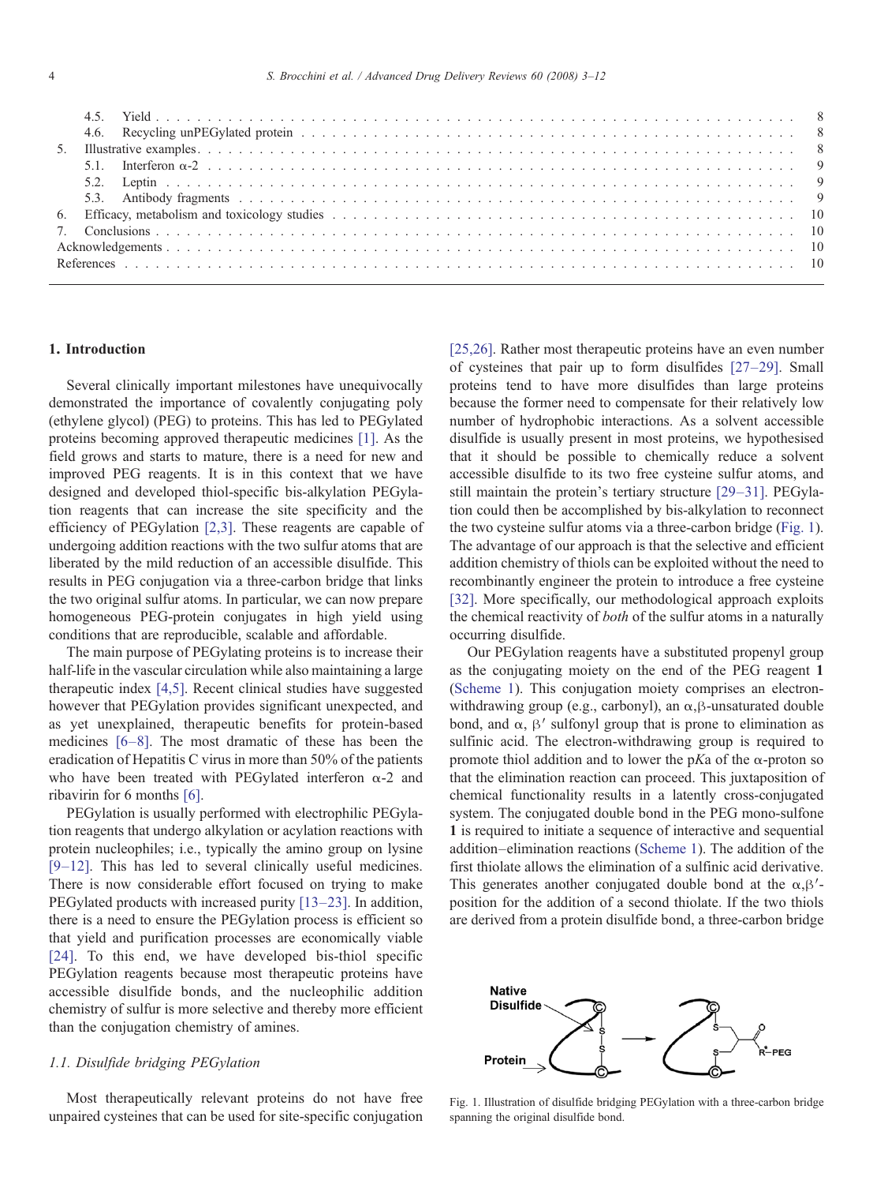| | | |
|---|---|---|
| 4.5. | Yield | 8 |
| 4.6. | Recycling unPEGylated protein | 8 |
| 5. | Illustrative examples | 8 |
| 5.1. | Interferon α-2 | 9 |
| 5.2. | Leptin | 9 |
| 5.3. | Antibody fragments | 9 |
| 6. | Efficacy, metabolism and toxicology studies | 10 |
| 7. | Conclusions | 10 |
| | Acknowledgements | 10 |
| | References | 10 |

## 1. Introduction

Several clinically important milestones have unequivocally demonstrated the importance of covalently conjugating poly (ethylene glycol) (PEG) to proteins. This has led to PEGylated proteins becoming approved therapeutic medicines [1]. As the field grows and starts to mature, there is a need for new and improved PEG reagents. It is in this context that we have designed and developed thiol-specific bis-alkylation PEGylation reagents that can increase the site specificity and the efficiency of PEGylation [2,3]. These reagents are capable of undergoing addition reactions with the two sulfur atoms that are liberated by the mild reduction of an accessible disulfide. This results in PEG conjugation via a three-carbon bridge that links the two original sulfur atoms. In particular, we can now prepare homogeneous PEG-protein conjugates in high yield using conditions that are reproducible, scalable and affordable.

The main purpose of PEGylating proteins is to increase their half-life in the vascular circulation while also maintaining a large therapeutic index [4,5]. Recent clinical studies have suggested however that PEGylation provides significant unexpected, and as yet unexplained, therapeutic benefits for protein-based medicines [6–8]. The most dramatic of these has been the eradication of Hepatitis C virus in more than 50% of the patients who have been treated with PEGylated interferon α-2 and ribavirin for 6 months [6].

PEGylation is usually performed with electrophilic PEGylation reagents that undergo alkylation or acylation reactions with protein nucleophiles; i.e., typically the amino group on lysine [9–12]. This has led to several clinically useful medicines. There is now considerable effort focused on trying to make PEGylated products with increased purity [13–23]. In addition, there is a need to ensure the PEGylation process is efficient so that yield and purification processes are economically viable [24]. To this end, we have developed bis-thiol specific PEGylation reagents because most therapeutic proteins have accessible disulfide bonds, and the nucleophilic addition chemistry of sulfur is more selective and thereby more efficient than the conjugation chemistry of amines.

### *1.1. Disulfide bridging PEGylation*

Most therapeutically relevant proteins do not have free unpaired cysteines that can be used for site-specific conjugation [25,26]. Rather most therapeutic proteins have an even number of cysteines that pair up to form disulfides [27–29]. Small proteins tend to have more disulfides than large proteins because the former need to compensate for their relatively low number of hydrophobic interactions. As a solvent accessible disulfide is usually present in most proteins, we hypothesised that it should be possible to chemically reduce a solvent accessible disulfide to its two free cysteine sulfur atoms, and still maintain the protein's tertiary structure [29–31]. PEGylation could then be accomplished by bis-alkylation to reconnect the two cysteine sulfur atoms via a three-carbon bridge (Fig. 1). The advantage of our approach is that the selective and efficient addition chemistry of thiols can be exploited without the need to recombinantly engineer the protein to introduce a free cysteine [32]. More specifically, our methodological approach exploits the chemical reactivity of *both* of the sulfur atoms in a naturally occurring disulfide.

Our PEGylation reagents have a substituted propenyl group as the conjugating moiety on the end of the PEG reagent **1** (Scheme 1). This conjugation moiety comprises an electron-withdrawing group (e.g., carbonyl), an α,β-unsaturated double bond, and α, β′ sulfonyl group that is prone to elimination as sulfinic acid. The electron-withdrawing group is required to promote thiol addition and to lower the p*K*a of the α-proton so that the elimination reaction can proceed. This juxtaposition of chemical functionality results in a latently cross-conjugated system. The conjugated double bond in the PEG mono-sulfone **1** is required to initiate a sequence of interactive and sequential addition–elimination reactions (Scheme 1). The addition of the first thiolate allows the elimination of a sulfinic acid derivative. This generates another conjugated double bond at the α,β′-position for the addition of a second thiolate. If the two thiols are derived from a protein disulfide bond, a three-carbon bridge

Fig. 1. Illustration of disulfide bridging PEGylation with a three-carbon bridge spanning the original disulfide bond.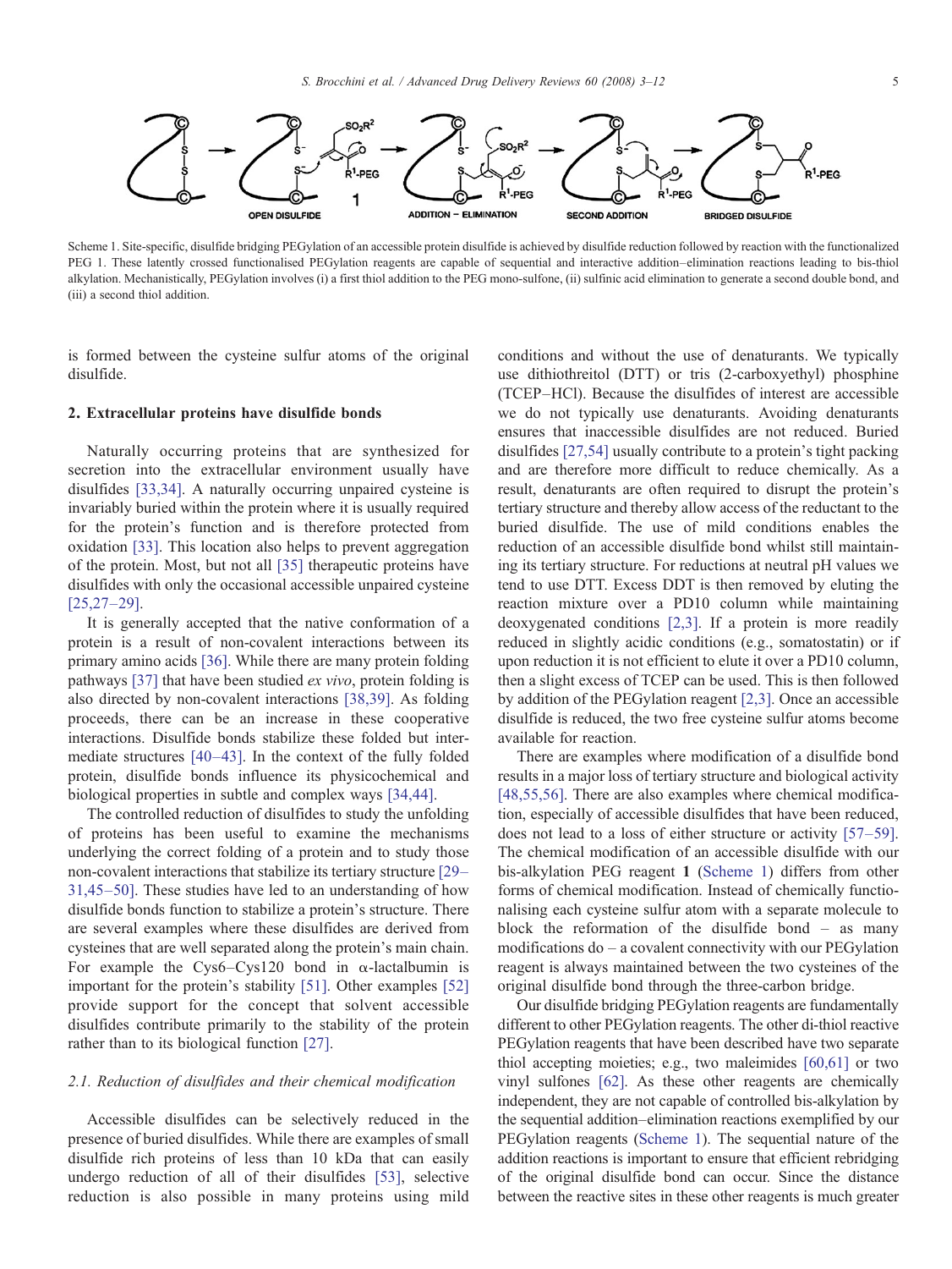Scheme 1. Site-specific, disulfide bridging PEGylation of an accessible protein disulfide is achieved by disulfide reduction followed by reaction with the functionalized PEG 1. These latently crossed functionalised PEGylation reagents are capable of sequential and interactive addition–elimination reactions leading to bis-thiol alkylation. Mechanistically, PEGylation involves (i) a first thiol addition to the PEG mono-sulfone, (ii) sulfinic acid elimination to generate a second double bond, and (iii) a second thiol addition.

is formed between the cysteine sulfur atoms of the original disulfide.

## 2. Extracellular proteins have disulfide bonds

Naturally occurring proteins that are synthesized for secretion into the extracellular environment usually have disulfides [33,34]. A naturally occurring unpaired cysteine is invariably buried within the protein where it is usually required for the protein's function and is therefore protected from oxidation [33]. This location also helps to prevent aggregation of the protein. Most, but not all [35] therapeutic proteins have disulfides with only the occasional accessible unpaired cysteine [25,27–29].

It is generally accepted that the native conformation of a protein is a result of non-covalent interactions between its primary amino acids [36]. While there are many protein folding pathways [37] that have been studied *ex vivo*, protein folding is also directed by non-covalent interactions [38,39]. As folding proceeds, there can be an increase in these cooperative interactions. Disulfide bonds stabilize these folded but intermediate structures [40–43]. In the context of the fully folded protein, disulfide bonds influence its physicochemical and biological properties in subtle and complex ways [34,44].

The controlled reduction of disulfides to study the unfolding of proteins has been useful to examine the mechanisms underlying the correct folding of a protein and to study those non-covalent interactions that stabilize its tertiary structure [29–31,45–50]. These studies have led to an understanding of how disulfide bonds function to stabilize a protein's structure. There are several examples where these disulfides are derived from cysteines that are well separated along the protein's main chain. For example the Cys6–Cys120 bond in α-lactalbumin is important for the protein's stability [51]. Other examples [52] provide support for the concept that solvent accessible disulfides contribute primarily to the stability of the protein rather than to its biological function [27].

### 2.1. Reduction of disulfides and their chemical modification

Accessible disulfides can be selectively reduced in the presence of buried disulfides. While there are examples of small disulfide rich proteins of less than 10 kDa that can easily undergo reduction of all of their disulfides [53], selective reduction is also possible in many proteins using mild conditions and without the use of denaturants. We typically use dithiothreitol (DTT) or tris (2-carboxyethyl) phosphine (TCEP–HCl). Because the disulfides of interest are accessible we do not typically use denaturants. Avoiding denaturants ensures that inaccessible disulfides are not reduced. Buried disulfides [27,54] usually contribute to a protein's tight packing and are therefore more difficult to reduce chemically. As a result, denaturants are often required to disrupt the protein's tertiary structure and thereby allow access of the reductant to the buried disulfide. The use of mild conditions enables the reduction of an accessible disulfide bond whilst still maintaining its tertiary structure. For reductions at neutral pH values we tend to use DTT. Excess DDT is then removed by eluting the reaction mixture over a PD10 column while maintaining deoxygenated conditions [2,3]. If a protein is more readily reduced in slightly acidic conditions (e.g., somatostatin) or if upon reduction it is not efficient to elute it over a PD10 column, then a slight excess of TCEP can be used. This is then followed by addition of the PEGylation reagent [2,3]. Once an accessible disulfide is reduced, the two free cysteine sulfur atoms become available for reaction.

There are examples where modification of a disulfide bond results in a major loss of tertiary structure and biological activity [48,55,56]. There are also examples where chemical modification, especially of accessible disulfides that have been reduced, does not lead to a loss of either structure or activity [57–59]. The chemical modification of an accessible disulfide with our bis-alkylation PEG reagent **1** (Scheme 1) differs from other forms of chemical modification. Instead of chemically functionalising each cysteine sulfur atom with a separate molecule to block the reformation of the disulfide bond – as many modifications do – a covalent connectivity with our PEGylation reagent is always maintained between the two cysteines of the original disulfide bond through the three-carbon bridge.

Our disulfide bridging PEGylation reagents are fundamentally different to other PEGylation reagents. The other di-thiol reactive PEGylation reagents that have been described have two separate thiol accepting moieties; e.g., two maleimides [60,61] or two vinyl sulfones [62]. As these other reagents are chemically independent, they are not capable of controlled bis-alkylation by the sequential addition–elimination reactions exemplified by our PEGylation reagents (Scheme 1). The sequential nature of the addition reactions is important to ensure that efficient rebridging of the original disulfide bond can occur. Since the distance between the reactive sites in these other reagents is much greater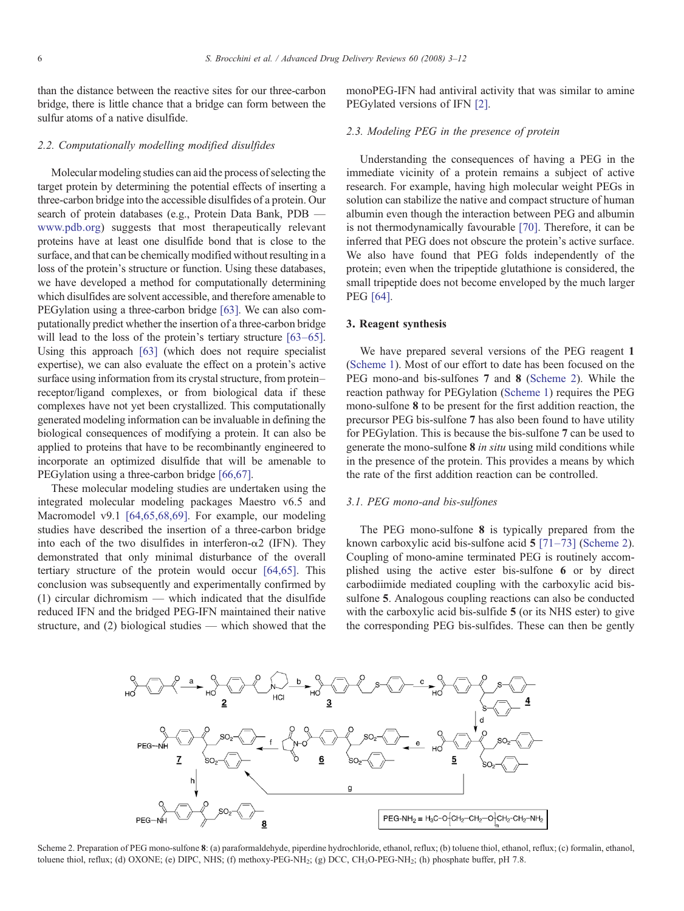than the distance between the reactive sites for our three-carbon bridge, there is little chance that a bridge can form between the sulfur atoms of a native disulfide.

### 2.2. Computationally modelling modified disulfides

Molecular modeling studies can aid the process of selecting the target protein by determining the potential effects of inserting a three-carbon bridge into the accessible disulfides of a protein. Our search of protein databases (e.g., Protein Data Bank, PDB — www.pdb.org) suggests that most therapeutically relevant proteins have at least one disulfide bond that is close to the surface, and that can be chemically modified without resulting in a loss of the protein's structure or function. Using these databases, we have developed a method for computationally determining which disulfides are solvent accessible, and therefore amenable to PEGylation using a three-carbon bridge [63]. We can also computationally predict whether the insertion of a three-carbon bridge will lead to the loss of the protein's tertiary structure [63–65]. Using this approach [63] (which does not require specialist expertise), we can also evaluate the effect on a protein's active surface using information from its crystal structure, from protein–receptor/ligand complexes, or from biological data if these complexes have not yet been crystallized. This computationally generated modeling information can be invaluable in defining the biological consequences of modifying a protein. It can also be applied to proteins that have to be recombinantly engineered to incorporate an optimized disulfide that will be amenable to PEGylation using a three-carbon bridge [66,67].

These molecular modeling studies are undertaken using the integrated molecular modeling packages Maestro v6.5 and Macromodel v9.1 [64,65,68,69]. For example, our modeling studies have described the insertion of a three-carbon bridge into each of the two disulfides in interferon-α2 (IFN). They demonstrated that only minimal disturbance of the overall tertiary structure of the protein would occur [64,65]. This conclusion was subsequently and experimentally confirmed by (1) circular dichromism — which indicated that the disulfide reduced IFN and the bridged PEG-IFN maintained their native structure, and (2) biological studies — which showed that the monoPEG-IFN had antiviral activity that was similar to amine PEGylated versions of IFN [2].

### 2.3. Modeling PEG in the presence of protein

Understanding the consequences of having a PEG in the immediate vicinity of a protein remains a subject of active research. For example, having high molecular weight PEGs in solution can stabilize the native and compact structure of human albumin even though the interaction between PEG and albumin is not thermodynamically favourable [70]. Therefore, it can be inferred that PEG does not obscure the protein's active surface. We also have found that PEG folds independently of the protein; even when the tripeptide glutathione is considered, the small tripeptide does not become enveloped by the much larger PEG [64].

## 3. Reagent synthesis

We have prepared several versions of the PEG reagent **1** (Scheme 1). Most of our effort to date has been focused on the PEG mono-and bis-sulfones **7** and **8** (Scheme 2). While the reaction pathway for PEGylation (Scheme 1) requires the PEG mono-sulfone **8** to be present for the first addition reaction, the precursor PEG bis-sulfone **7** has also been found to have utility for PEGylation. This is because the bis-sulfone **7** can be used to generate the mono-sulfone **8** *in situ* using mild conditions while in the presence of the protein. This provides a means by which the rate of the first addition reaction can be controlled.

### 3.1. PEG mono-and bis-sulfones

The PEG mono-sulfone **8** is typically prepared from the known carboxylic acid bis-sulfone acid **5** [71–73] (Scheme 2). Coupling of mono-amine terminated PEG is routinely accomplished using the active ester bis-sulfone **6** or by direct carbodiimide mediated coupling with the carboxylic acid bis-sulfone **5**. Analogous coupling reactions can also be conducted with the carboxylic acid bis-sulfide **5** (or its NHS ester) to give the corresponding PEG bis-sulfides. These can then be gently

PEG-NH$_2$ = H$_3$C–O–[CH$_2$–CH$_2$–O]$_n$–CH$_2$–CH$_2$–NH$_2$

Scheme 2. Preparation of PEG mono-sulfone **8**: (a) paraformaldehyde, piperdine hydrochloride, ethanol, reflux; (b) toluene thiol, ethanol, reflux; (c) formalin, ethanol, toluene thiol, reflux; (d) OXONE; (e) DIPC, NHS; (f) methoxy-PEG-NH$_2$; (g) DCC, CH$_3$O-PEG-NH$_2$; (h) phosphate buffer, pH 7.8.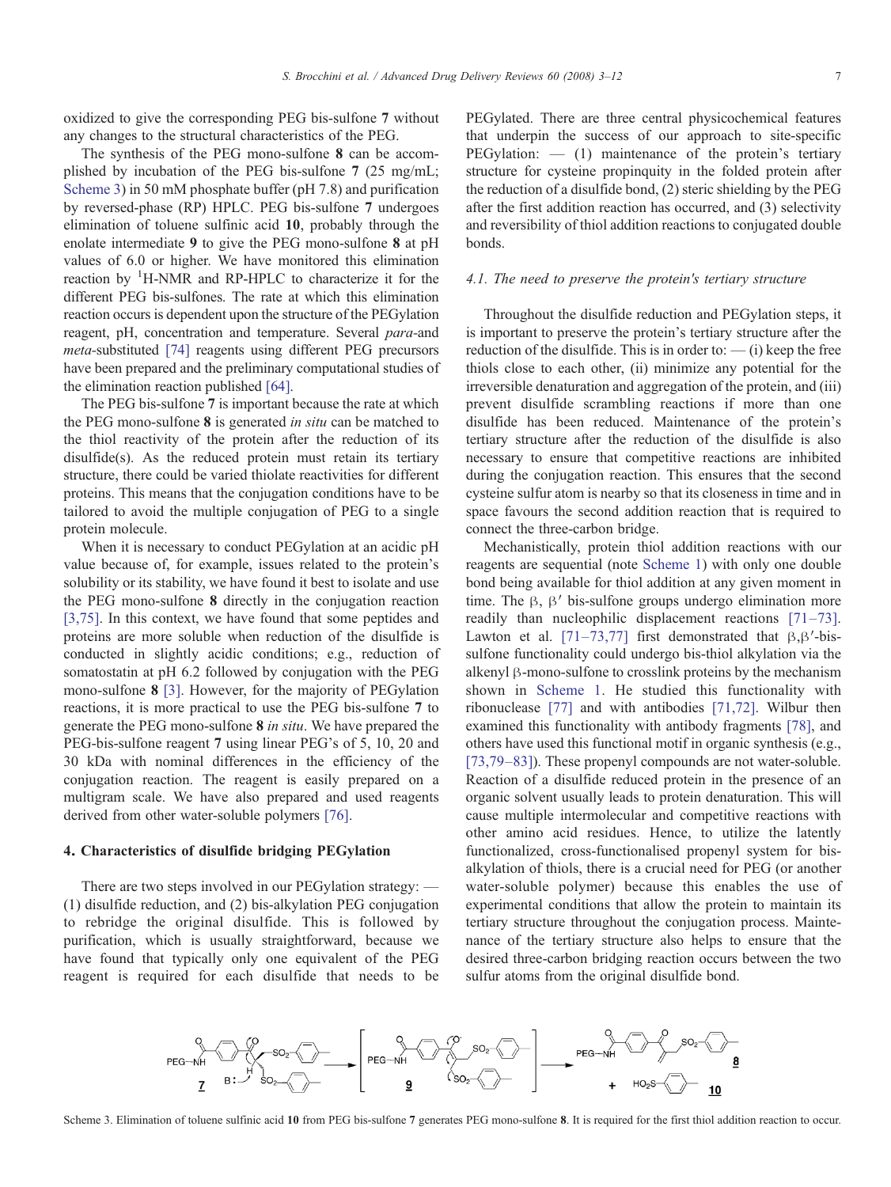oxidized to give the corresponding PEG bis-sulfone **7** without any changes to the structural characteristics of the PEG.

The synthesis of the PEG mono-sulfone **8** can be accomplished by incubation of the PEG bis-sulfone **7** (25 mg/mL; Scheme 3) in 50 mM phosphate buffer (pH 7.8) and purification by reversed-phase (RP) HPLC. PEG bis-sulfone **7** undergoes elimination of toluene sulfinic acid **10**, probably through the enolate intermediate **9** to give the PEG mono-sulfone **8** at pH values of 6.0 or higher. We have monitored this elimination reaction by $^1$H-NMR and RP-HPLC to characterize it for the different PEG bis-sulfones. The rate at which this elimination reaction occurs is dependent upon the structure of the PEGylation reagent, pH, concentration and temperature. Several *para*-and *meta*-substituted [74] reagents using different PEG precursors have been prepared and the preliminary computational studies of the elimination reaction published [64].

The PEG bis-sulfone **7** is important because the rate at which the PEG mono-sulfone **8** is generated *in situ* can be matched to the thiol reactivity of the protein after the reduction of its disulfide(s). As the reduced protein must retain its tertiary structure, there could be varied thiolate reactivities for different proteins. This means that the conjugation conditions have to be tailored to avoid the multiple conjugation of PEG to a single protein molecule.

When it is necessary to conduct PEGylation at an acidic pH value because of, for example, issues related to the protein's solubility or its stability, we have found it best to isolate and use the PEG mono-sulfone **8** directly in the conjugation reaction [3,75]. In this context, we have found that some peptides and proteins are more soluble when reduction of the disulfide is conducted in slightly acidic conditions; e.g., reduction of somatostatin at pH 6.2 followed by conjugation with the PEG mono-sulfone **8** [3]. However, for the majority of PEGylation reactions, it is more practical to use the PEG bis-sulfone **7** to generate the PEG mono-sulfone **8** *in situ*. We have prepared the PEG-bis-sulfone reagent **7** using linear PEG's of 5, 10, 20 and 30 kDa with nominal differences in the efficiency of the conjugation reaction. The reagent is easily prepared on a multigram scale. We have also prepared and used reagents derived from other water-soluble polymers [76].

## 4. Characteristics of disulfide bridging PEGylation

There are two steps involved in our PEGylation strategy: — (1) disulfide reduction, and (2) bis-alkylation PEG conjugation to rebridge the original disulfide. This is followed by purification, which is usually straightforward, because we have found that typically only one equivalent of the PEG reagent is required for each disulfide that needs to be PEGylated. There are three central physicochemical features that underpin the success of our approach to site-specific PEGylation: — (1) maintenance of the protein's tertiary structure for cysteine propinquity in the folded protein after the reduction of a disulfide bond, (2) steric shielding by the PEG after the first addition reaction has occurred, and (3) selectivity and reversibility of thiol addition reactions to conjugated double bonds.

### 4.1. The need to preserve the protein's tertiary structure

Throughout the disulfide reduction and PEGylation steps, it is important to preserve the protein's tertiary structure after the reduction of the disulfide. This is in order to: — (i) keep the free thiols close to each other, (ii) minimize any potential for the irreversible denaturation and aggregation of the protein, and (iii) prevent disulfide scrambling reactions if more than one disulfide has been reduced. Maintenance of the protein's tertiary structure after the reduction of the disulfide is also necessary to ensure that competitive reactions are inhibited during the conjugation reaction. This ensures that the second cysteine sulfur atom is nearby so that its closeness in time and in space favours the second addition reaction that is required to connect the three-carbon bridge.

Mechanistically, protein thiol addition reactions with our reagents are sequential (note Scheme 1) with only one double bond being available for thiol addition at any given moment in time. The β, β′ bis-sulfone groups undergo elimination more readily than nucleophilic displacement reactions [71–73]. Lawton et al. [71–73,77] first demonstrated that β,β′-bis-sulfone functionality could undergo bis-thiol alkylation via the alkenyl β-mono-sulfone to crosslink proteins by the mechanism shown in Scheme 1. He studied this functionality with ribonuclease [77] and with antibodies [71,72]. Wilbur then examined this functionality with antibody fragments [78], and others have used this functional motif in organic synthesis (e.g., [73,79–83]). These propenyl compounds are not water-soluble. Reaction of a disulfide reduced protein in the presence of an organic solvent usually leads to protein denaturation. This will cause multiple intermolecular and competitive reactions with other amino acid residues. Hence, to utilize the latently functionalized, cross-functionalised propenyl system for bis-alkylation of thiols, there is a crucial need for PEG (or another water-soluble polymer) because this enables the use of experimental conditions that allow the protein to maintain its tertiary structure throughout the conjugation process. Maintenance of the tertiary structure also helps to ensure that the desired three-carbon bridging reaction occurs between the two sulfur atoms from the original disulfide bond.

Scheme 3. Elimination of toluene sulfinic acid **10** from PEG bis-sulfone **7** generates PEG mono-sulfone **8**. It is required for the first thiol addition reaction to occur.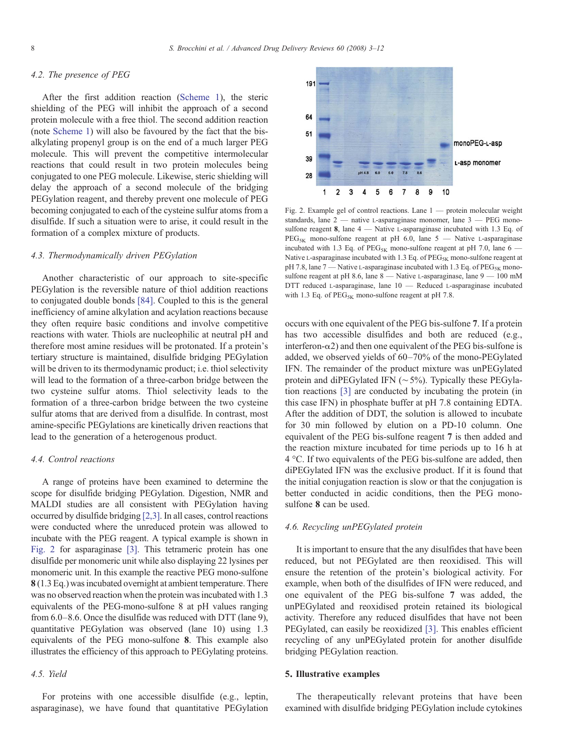### 4.2. The presence of PEG

After the first addition reaction (Scheme 1), the steric shielding of the PEG will inhibit the approach of a second protein molecule with a free thiol. The second addition reaction (note Scheme 1) will also be favoured by the fact that the bis-alkylating propenyl group is on the end of a much larger PEG molecule. This will prevent the competitive intermolecular reactions that could result in two protein molecules being conjugated to one PEG molecule. Likewise, steric shielding will delay the approach of a second molecule of the bridging PEGylation reagent, and thereby prevent one molecule of PEG becoming conjugated to each of the cysteine sulfur atoms from a disulfide. If such a situation were to arise, it could result in the formation of a complex mixture of products.

### 4.3. Thermodynamically driven PEGylation

Another characteristic of our approach to site-specific PEGylation is the reversible nature of thiol addition reactions to conjugated double bonds [84]. Coupled to this is the general inefficiency of amine alkylation and acylation reactions because they often require basic conditions and involve competitive reactions with water. Thiols are nucleophilic at neutral pH and therefore most amine residues will be protonated. If a protein's tertiary structure is maintained, disulfide bridging PEGylation will be driven to its thermodynamic product; i.e. thiol selectivity will lead to the formation of a three-carbon bridge between the two cysteine sulfur atoms. Thiol selectivity leads to the formation of a three-carbon bridge between the two cysteine sulfur atoms that are derived from a disulfide. In contrast, most amine-specific PEGylations are kinetically driven reactions that lead to the generation of a heterogenous product.

### 4.4. Control reactions

A range of proteins have been examined to determine the scope for disulfide bridging PEGylation. Digestion, NMR and MALDI studies are all consistent with PEGylation having occurred by disulfide bridging [2,3]. In all cases, control reactions were conducted where the unreduced protein was allowed to incubate with the PEG reagent. A typical example is shown in Fig. 2 for asparaginase [3]. This tetrameric protein has one disulfide per monomeric unit while also displaying 22 lysines per monomeric unit. In this example the reactive PEG mono-sulfone **8** (1.3 Eq.) was incubated overnight at ambient temperature. There was no observed reaction when the protein was incubated with 1.3 equivalents of the PEG-mono-sulfone 8 at pH values ranging from 6.0–8.6. Once the disulfide was reduced with DTT (lane 9), quantitative PEGylation was observed (lane 10) using 1.3 equivalents of the PEG mono-sulfone **8**. This example also illustrates the efficiency of this approach to PEGylating proteins.

### 4.5. Yield

For proteins with one accessible disulfide (e.g., leptin, asparaginase), we have found that quantitative PEGylation occurs with one equivalent of the PEG bis-sulfone **7**. If a protein has two accessible disulfides and both are reduced (e.g., interferon-α2) and then one equivalent of the PEG bis-sulfone is added, we observed yields of 60–70% of the mono-PEGylated IFN. The remainder of the product mixture was unPEGylated protein and diPEGylated IFN (~5%). Typically these PEGylation reactions [3] are conducted by incubating the protein (in this case IFN) in phosphate buffer at pH 7.8 containing EDTA. After the addition of DDT, the solution is allowed to incubate for 30 min followed by elution on a PD-10 column. One equivalent of the PEG bis-sulfone reagent **7** is then added and the reaction mixture incubated for time periods up to 16 h at 4 °C. If two equivalents of the PEG bis-sulfone are added, then diPEGylated IFN was the exclusive product. If it is found that the initial conjugation reaction is slow or that the conjugation is better conducted in acidic conditions, then the PEG mono-sulfone **8** can be used.

Fig. 2. Example gel of control reactions. Lane 1 — protein molecular weight standards, lane 2 — native L-asparaginase monomer, lane 3 — PEG mono-sulfone reagent **8**, lane 4 — Native L-asparaginase incubated with 1.3 Eq. of $PEG_{5K}$ mono-sulfone reagent at pH 6.0, lane 5 — Native L-asparaginase incubated with 1.3 Eq. of $PEG_{5K}$ mono-sulfone reagent at pH 7.0, lane 6 — Native L-asparaginase incubated with 1.3 Eq. of $PEG_{5K}$ mono-sulfone reagent at pH 7.8, lane 7 — Native L-asparaginase incubated with 1.3 Eq. of $PEG_{5K}$ mono-sulfone reagent at pH 8.6, lane 8 — Native L-asparaginase, lane 9 — 100 mM DTT reduced L-asparaginase, lane 10 — Reduced L-asparaginase incubated with 1.3 Eq. of $PEG_{5K}$ mono-sulfone reagent at pH 7.8.

### 4.6. Recycling unPEGylated protein

It is important to ensure that the any disulfides that have been reduced, but not PEGylated are then reoxidised. This will ensure the retention of the protein's biological activity. For example, when both of the disulfides of IFN were reduced, and one equivalent of the PEG bis-sulfone **7** was added, the unPEGylated and reoxidised protein retained its biological activity. Therefore any reduced disulfides that have not been PEGylated, can easily be reoxidized [3]. This enables efficient recycling of any unPEGylated protein for another disulfide bridging PEGylation reaction.

## 5. Illustrative examples

The therapeutically relevant proteins that have been examined with disulfide bridging PEGylation include cytokines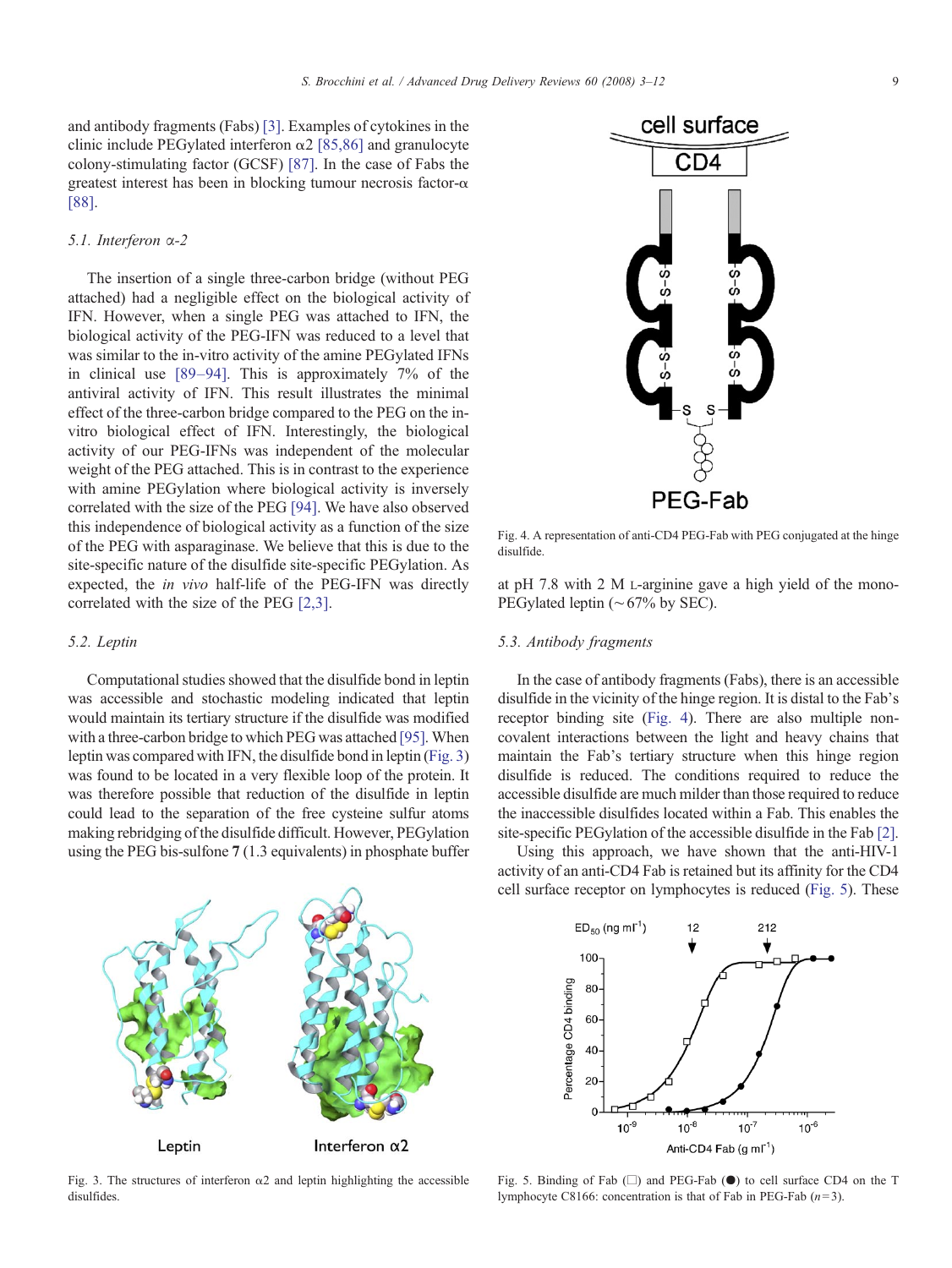and antibody fragments (Fabs) [3]. Examples of cytokines in the clinic include PEGylated interferon α2 [85,86] and granulocyte colony-stimulating factor (GCSF) [87]. In the case of Fabs the greatest interest has been in blocking tumour necrosis factor-α [88].

### 5.1. Interferon α-2

The insertion of a single three-carbon bridge (without PEG attached) had a negligible effect on the biological activity of IFN. However, when a single PEG was attached to IFN, the biological activity of the PEG-IFN was reduced to a level that was similar to the in-vitro activity of the amine PEGylated IFNs in clinical use [89–94]. This is approximately 7% of the antiviral activity of IFN. This result illustrates the minimal effect of the three-carbon bridge compared to the PEG on the in-vitro biological effect of IFN. Interestingly, the biological activity of our PEG-IFNs was independent of the molecular weight of the PEG attached. This is in contrast to the experience with amine PEGylation where biological activity is inversely correlated with the size of the PEG [94]. We have also observed this independence of biological activity as a function of the size of the PEG with asparaginase. We believe that this is due to the site-specific nature of the disulfide site-specific PEGylation. As expected, the *in vivo* half-life of the PEG-IFN was directly correlated with the size of the PEG [2,3].

### 5.2. Leptin

Computational studies showed that the disulfide bond in leptin was accessible and stochastic modeling indicated that leptin would maintain its tertiary structure if the disulfide was modified with a three-carbon bridge to which PEG was attached [95]. When leptin was compared with IFN, the disulfide bond in leptin (Fig. 3) was found to be located in a very flexible loop of the protein. It was therefore possible that reduction of the disulfide in leptin could lead to the separation of the free cysteine sulfur atoms making rebridging of the disulfide difficult. However, PEGylation using the PEG bis-sulfone **7** (1.3 equivalents) in phosphate buffer at pH 7.8 with 2 M L-arginine gave a high yield of the mono-PEGylated leptin (~67% by SEC).

Fig. 3. The structures of interferon α2 and leptin highlighting the accessible disulfides.

Fig. 4. A representation of anti-CD4 PEG-Fab with PEG conjugated at the hinge disulfide.

### 5.3. Antibody fragments

In the case of antibody fragments (Fabs), there is an accessible disulfide in the vicinity of the hinge region. It is distal to the Fab's receptor binding site (Fig. 4). There are also multiple non-covalent interactions between the light and heavy chains that maintain the Fab's tertiary structure when this hinge region disulfide is reduced. The conditions required to reduce the accessible disulfide are much milder than those required to reduce the inaccessible disulfides located within a Fab. This enables the site-specific PEGylation of the accessible disulfide in the Fab [2].

Using this approach, we have shown that the anti-HIV-1 activity of an anti-CD4 Fab is retained but its affinity for the CD4 cell surface receptor on lymphocytes is reduced (Fig. 5). These

Fig. 5. Binding of Fab (□) and PEG-Fab (●) to cell surface CD4 on the T lymphocyte C8166: concentration is that of Fab in PEG-Fab ($n=3$).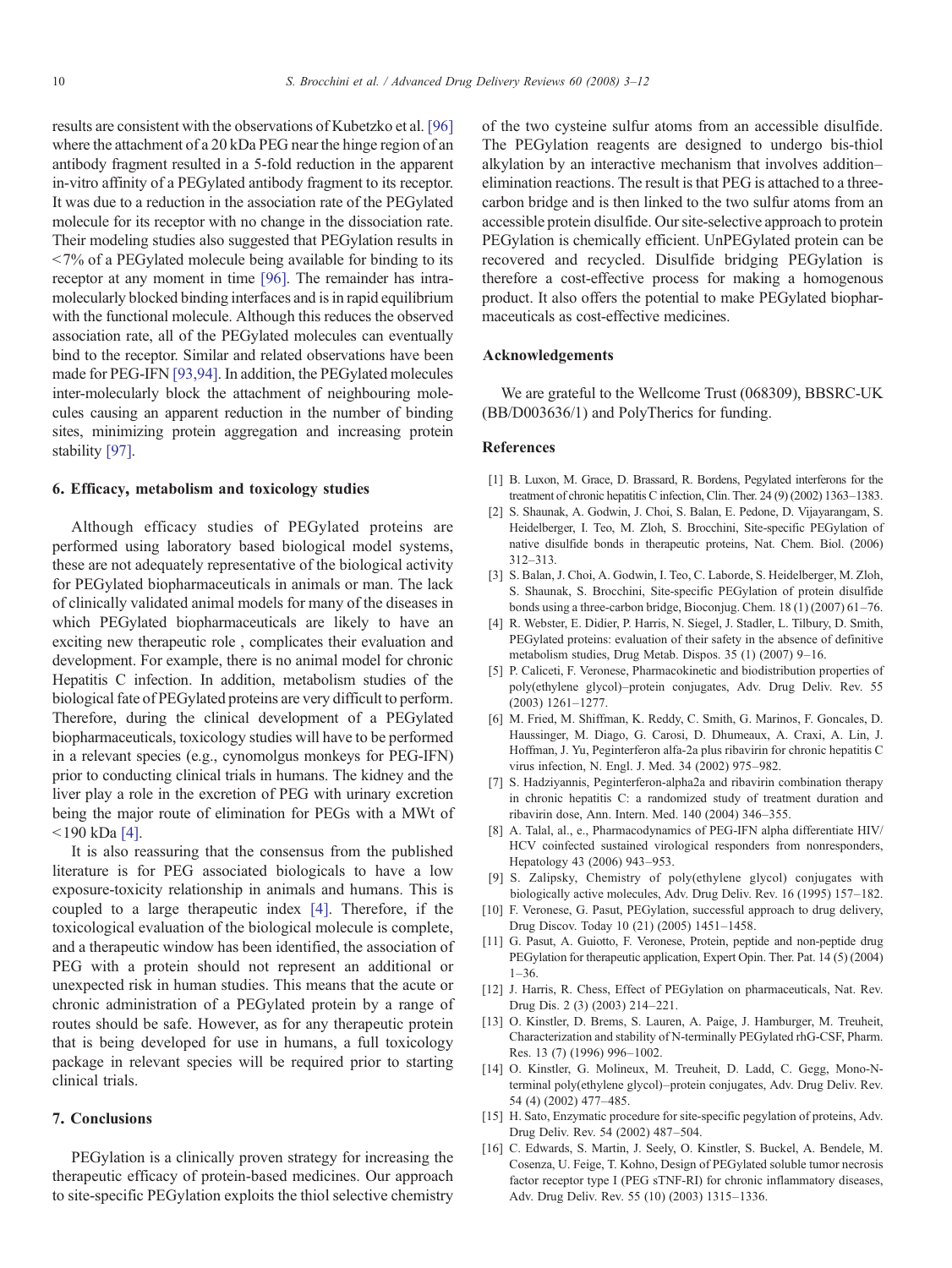results are consistent with the observations of Kubetzko et al. [96] where the attachment of a 20 kDa PEG near the hinge region of an antibody fragment resulted in a 5-fold reduction in the apparent in-vitro affinity of a PEGylated antibody fragment to its receptor. It was due to a reduction in the association rate of the PEGylated molecule for its receptor with no change in the dissociation rate. Their modeling studies also suggested that PEGylation results in <7% of a PEGylated molecule being available for binding to its receptor at any moment in time [96]. The remainder has intramolecularly blocked binding interfaces and is in rapid equilibrium with the functional molecule. Although this reduces the observed association rate, all of the PEGylated molecules can eventually bind to the receptor. Similar and related observations have been made for PEG-IFN [93,94]. In addition, the PEGylated molecules inter-molecularly block the attachment of neighbouring molecules causing an apparent reduction in the number of binding sites, minimizing protein aggregation and increasing protein stability [97].

## 6. Efficacy, metabolism and toxicology studies

Although efficacy studies of PEGylated proteins are performed using laboratory based biological model systems, these are not adequately representative of the biological activity for PEGylated biopharmaceuticals in animals or man. The lack of clinically validated animal models for many of the diseases in which PEGylated biopharmaceuticals are likely to have an exciting new therapeutic role , complicates their evaluation and development. For example, there is no animal model for chronic Hepatitis C infection. In addition, metabolism studies of the biological fate of PEGylated proteins are very difficult to perform. Therefore, during the clinical development of a PEGylated biopharmaceuticals, toxicology studies will have to be performed in a relevant species (e.g., cynomolgus monkeys for PEG-IFN) prior to conducting clinical trials in humans. The kidney and the liver play a role in the excretion of PEG with urinary excretion being the major route of elimination for PEGs with a MWt of <190 kDa [4].

It is also reassuring that the consensus from the published literature is for PEG associated biologicals to have a low exposure-toxicity relationship in animals and humans. This is coupled to a large therapeutic index [4]. Therefore, if the toxicological evaluation of the biological molecule is complete, and a therapeutic window has been identified, the association of PEG with a protein should not represent an additional or unexpected risk in human studies. This means that the acute or chronic administration of a PEGylated protein by a range of routes should be safe. However, as for any therapeutic protein that is being developed for use in humans, a full toxicology package in relevant species will be required prior to starting clinical trials.

## 7. Conclusions

PEGylation is a clinically proven strategy for increasing the therapeutic efficacy of protein-based medicines. Our approach to site-specific PEGylation exploits the thiol selective chemistry of the two cysteine sulfur atoms from an accessible disulfide. The PEGylation reagents are designed to undergo bis-thiol alkylation by an interactive mechanism that involves addition–elimination reactions. The result is that PEG is attached to a three-carbon bridge and is then linked to the two sulfur atoms from an accessible protein disulfide. Our site-selective approach to protein PEGylation is chemically efficient. UnPEGylated protein can be recovered and recycled. Disulfide bridging PEGylation is therefore a cost-effective process for making a homogenous product. It also offers the potential to make PEGylated biopharmaceuticals as cost-effective medicines.

## Acknowledgements

We are grateful to the Wellcome Trust (068309), BBSRC-UK (BB/D003636/1) and PolyTherics for funding.

## References

[1] B. Luxon, M. Grace, D. Brassard, R. Bordens, Pegylated interferons for the treatment of chronic hepatitis C infection, Clin. Ther. 24 (9) (2002) 1363–1383.

[2] S. Shaunak, A. Godwin, J. Choi, S. Balan, E. Pedone, D. Vijayarangam, S. Heidelberger, I. Teo, M. Zloh, S. Brocchini, Site-specific PEGylation of native disulfide bonds in therapeutic proteins, Nat. Chem. Biol. (2006) 312–313.

[3] S. Balan, J. Choi, A. Godwin, I. Teo, C. Laborde, S. Heidelberger, M. Zloh, S. Shaunak, S. Brocchini, Site-specific PEGylation of protein disulfide bonds using a three-carbon bridge, Bioconjug. Chem. 18 (1) (2007) 61–76.

[4] R. Webster, E. Didier, P. Harris, N. Siegel, J. Stadler, L. Tilbury, D. Smith, PEGylated proteins: evaluation of their safety in the absence of definitive metabolism studies, Drug Metab. Dispos. 35 (1) (2007) 9–16.

[5] P. Caliceti, F. Veronese, Pharmacokinetic and biodistribution properties of poly(ethylene glycol)–protein conjugates, Adv. Drug Deliv. Rev. 55 (2003) 1261–1277.

[6] M. Fried, M. Shiffman, K. Reddy, C. Smith, G. Marinos, F. Goncales, D. Haussinger, M. Diago, G. Carosi, D. Dhumeaux, A. Craxi, A. Lin, J. Hoffman, J. Yu, Peginterferon alfa-2a plus ribavirin for chronic hepatitis C virus infection, N. Engl. J. Med. 34 (2002) 975–982.

[7] S. Hadziyannis, Peginterferon-alpha2a and ribavirin combination therapy in chronic hepatitis C: a randomized study of treatment duration and ribavirin dose, Ann. Intern. Med. 140 (2004) 346–355.

[8] A. Talal, al., e., Pharmacodynamics of PEG-IFN alpha differentiate HIV/HCV coinfected sustained virological responders from nonresponders, Hepatology 43 (2006) 943–953.

[9] S. Zalipsky, Chemistry of poly(ethylene glycol) conjugates with biologically active molecules, Adv. Drug Deliv. Rev. 16 (1995) 157–182.

[10] F. Veronese, G. Pasut, PEGylation, successful approach to drug delivery, Drug Discov. Today 10 (21) (2005) 1451–1458.

[11] G. Pasut, A. Guiotto, F. Veronese, Protein, peptide and non-peptide drug PEGylation for therapeutic application, Expert Opin. Ther. Pat. 14 (5) (2004) 1–36.

[12] J. Harris, R. Chess, Effect of PEGylation on pharmaceuticals, Nat. Rev. Drug Dis. 2 (3) (2003) 214–221.

[13] O. Kinstler, D. Brems, S. Lauren, A. Paige, J. Hamburger, M. Treuheit, Characterization and stability of N-terminally PEGylated rhG-CSF, Pharm. Res. 13 (7) (1996) 996–1002.

[14] O. Kinstler, G. Molineux, M. Treuheit, D. Ladd, C. Gegg, Mono-N-terminal poly(ethylene glycol)–protein conjugates, Adv. Drug Deliv. Rev. 54 (4) (2002) 477–485.

[15] H. Sato, Enzymatic procedure for site-specific pegylation of proteins, Adv. Drug Deliv. Rev. 54 (2002) 487–504.

[16] C. Edwards, S. Martin, J. Seely, O. Kinstler, S. Buckel, A. Bendele, M. Cosenza, U. Feige, T. Kohno, Design of PEGylated soluble tumor necrosis factor receptor type I (PEG sTNF-RI) for chronic inflammatory diseases, Adv. Drug Deliv. Rev. 55 (10) (2003) 1315–1336.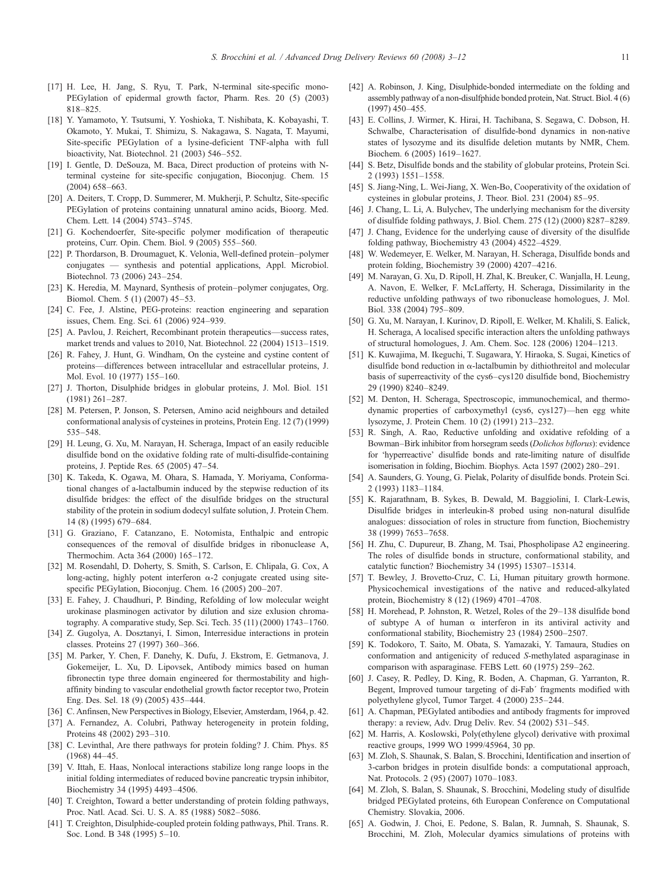[17] H. Lee, H. Jang, S. Ryu, T. Park, N-terminal site-specific mono-PEGylation of epidermal growth factor, Pharm. Res. 20 (5) (2003) 818–825.

[18] Y. Yamamoto, Y. Tsutsumi, Y. Yoshioka, T. Nishibata, K. Kobayashi, T. Okamoto, Y. Mukai, T. Shimizu, S. Nakagawa, S. Nagata, T. Mayumi, Site-specific PEGylation of a lysine-deficient TNF-alpha with full bioactivity, Nat. Biotechnol. 21 (2003) 546–552.

[19] I. Gentle, D. DeSouza, M. Baca, Direct production of proteins with N-terminal cysteine for site-specific conjugation, Bioconjug. Chem. 15 (2004) 658–663.

[20] A. Deiters, T. Cropp, D. Summerer, M. Mukherji, P. Schultz, Site-specific PEGylation of proteins containing unnatural amino acids, Bioorg. Med. Chem. Lett. 14 (2004) 5743–5745.

[21] G. Kochendoerfer, Site-specific polymer modification of therapeutic proteins, Curr. Opin. Chem. Biol. 9 (2005) 555–560.

[22] P. Thordarson, B. Droumaguet, K. Velonia, Well-defined protein–polymer conjugates — synthesis and potential applications, Appl. Microbiol. Biotechnol. 73 (2006) 243–254.

[23] K. Heredia, M. Maynard, Synthesis of protein–polymer conjugates, Org. Biomol. Chem. 5 (1) (2007) 45–53.

[24] C. Fee, J. Alstine, PEG-proteins: reaction engineering and separation issues, Chem. Eng. Sci. 61 (2006) 924–939.

[25] A. Pavlou, J. Reichert, Recombinant protein therapeutics—success rates, market trends and values to 2010, Nat. Biotechnol. 22 (2004) 1513–1519.

[26] R. Fahey, J. Hunt, G. Windham, On the cysteine and cystine content of proteins—differences between intracellular and estracellular proteins, J. Mol. Evol. 10 (1977) 155–160.

[27] J. Thorton, Disulphide bridges in globular proteins, J. Mol. Biol. 151 (1981) 261–287.

[28] M. Petersen, P. Jonson, S. Petersen, Amino acid neighbours and detailed conformational analysis of cysteines in proteins, Protein Eng. 12 (7) (1999) 535–548.

[29] H. Leung, G. Xu, M. Narayan, H. Scheraga, Impact of an easily reducible disulfide bond on the oxidative folding rate of multi-disulfide-containing proteins, J. Peptide Res. 65 (2005) 47–54.

[30] K. Takeda, K. Ogawa, M. Ohara, S. Hamada, Y. Moriyama, Conformational changes of a-lactalbumin induced by the stepwise reduction of its disulfide bridges: the effect of the disulfide bridges on the structural stability of the protein in sodium dodecyl sulfate solution, J. Protein Chem. 14 (8) (1995) 679–684.

[31] G. Graziano, F. Catanzano, E. Notomista, Enthalpic and entropic consequences of the removal of disulfide bridges in ribonuclease A, Thermochim. Acta 364 (2000) 165–172.

[32] M. Rosendahl, D. Doherty, S. Smith, S. Carlson, E. Chlipala, G. Cox, A long-acting, highly potent interferon α-2 conjugate created using site-specific PEGylation, Bioconjug. Chem. 16 (2005) 200–207.

[33] E. Fahey, J. Chaudhuri, P. Binding, Refolding of low molecular weight urokinase plasminogen activator by dilution and size exlusion chromatography. A comparative study, Sep. Sci. Tech. 35 (11) (2000) 1743–1760.

[34] Z. Gugolya, A. Dosztanyi, I. Simon, Interresidue interactions in protein classes. Proteins 27 (1997) 360–366.

[35] M. Parker, Y. Chen, F. Danehy, K. Dufu, J. Ekstrom, E. Getmanova, J. Gokemeijer, L. Xu, D. Lipovsek, Antibody mimics based on human fibronectin type three domain engineered for thermostability and high-affinity binding to vascular endothelial growth factor receptor two, Protein Eng. Des. Sel. 18 (9) (2005) 435–444.

[36] C. Anfinsen, New Perspectives in Biology, Elsevier, Amsterdam, 1964, p. 42.

[37] A. Fernandez, A. Colubri, Pathway heterogeneity in protein folding, Proteins 48 (2002) 293–310.

[38] C. Levinthal, Are there pathways for protein folding? J. Chim. Phys. 85 (1968) 44–45.

[39] V. Ittah, E. Haas, Nonlocal interactions stabilize long range loops in the initial folding intermediates of reduced bovine pancreatic trypsin inhibitor, Biochemistry 34 (1995) 4493–4506.

[40] T. Creighton, Toward a better understanding of protein folding pathways, Proc. Natl. Acad. Sci. U. S. A. 85 (1988) 5082–5086.

[41] T. Creighton, Disulphide-coupled protein folding pathways, Phil. Trans. R. Soc. Lond. B 348 (1995) 5–10.

[42] A. Robinson, J. King, Disulphide-bonded intermediate on the folding and assembly pathway of a non-disulfphide bonded protein, Nat. Struct. Biol. 4 (6) (1997) 450–455.

[43] E. Collins, J. Wirmer, K. Hirai, H. Tachibana, S. Segawa, C. Dobson, H. Schwalbe, Characterisation of disulfide-bond dynamics in non-native states of lysozyme and its disulfide deletion mutants by NMR, Chem. Biochem. 6 (2005) 1619–1627.

[44] S. Betz, Disulfide bonds and the stability of globular proteins, Protein Sci. 2 (1993) 1551–1558.

[45] S. Jiang-Ning, L. Wei-Jiang, X. Wen-Bo, Cooperativity of the oxidation of cysteines in globular proteins, J. Theor. Biol. 231 (2004) 85–95.

[46] J. Chang, L. Li, A. Bulychev, The underlying mechanism for the diversity of disulfide folding pathways, J. Biol. Chem. 275 (12) (2000) 8287–8289.

[47] J. Chang, Evidence for the underlying cause of diversity of the disulfide folding pathway, Biochemistry 43 (2004) 4522–4529.

[48] W. Wedemeyer, E. Welker, M. Narayan, H. Scheraga, Disulfide bonds and protein folding, Biochemistry 39 (2000) 4207–4216.

[49] M. Narayan, G. Xu, D. Ripoll, H. Zhal, K. Breuker, C. Wanjalla, H. Leung, A. Navon, E. Welker, F. McLafferty, H. Scheraga, Dissimilarity in the reductive unfolding pathways of two ribonuclease homologues, J. Mol. Biol. 338 (2004) 795–809.

[50] G. Xu, M. Narayan, I. Kurinov, D. Ripoll, E. Welker, M. Khalili, S. Ealick, H. Scheraga, A localised specific interaction alters the unfolding pathways of structural homologues, J. Am. Chem. Soc. 128 (2006) 1204–1213.

[51] K. Kuwajima, M. Ikeguchi, T. Sugawara, Y. Hiraoka, S. Sugai, Kinetics of disulfide bond reduction in α-lactalbumin by dithiothreitol and molecular basis of superreactivity of the cys6–cys120 disulfide bond, Biochemistry 29 (1990) 8240–8249.

[52] M. Denton, H. Scheraga, Spectroscopic, immunochemical, and thermodynamic properties of carboxymethyl (cys6, cys127)—hen egg white lysozyme, J. Protein Chem. 10 (2) (1991) 213–232.

[53] R. Singh, A. Rao, Reductive unfolding and oxidative refolding of a Bowman–Birk inhibitor from horsegram seeds (*Dolichos biflorus*): evidence for 'hyperreactive' disulfide bonds and rate-limiting nature of disulfide isomerisation in folding, Biochim. Biophys. Acta 1597 (2002) 280–291.

[54] A. Saunders, G. Young, G. Pielak, Polarity of disulfide bonds. Protein Sci. 2 (1993) 1183–1184.

[55] K. Rajarathnam, B. Sykes, B. Dewald, M. Baggiolini, I. Clark-Lewis, Disulfide bridges in interleukin-8 probed using non-natural disulfide analogues: dissociation of roles in structure from function, Biochemistry 38 (1999) 7653–7658.

[56] H. Zhu, C. Dupureur, B. Zhang, M. Tsai, Phospholipase A2 engineering. The roles of disulfide bonds in structure, conformational stability, and catalytic function? Biochemistry 34 (1995) 15307–15314.

[57] T. Bewley, J. Brovetto-Cruz, C. Li, Human pituitary growth hormone. Physicochemical investigations of the native and reduced-alkylated protein, Biochemistry 8 (12) (1969) 4701–4708.

[58] H. Morehead, P. Johnston, R. Wetzel, Roles of the 29–138 disulfide bond of subtype A of human α interferon in its antiviral activity and conformational stability, Biochemistry 23 (1984) 2500–2507.

[59] K. Todokoro, T. Saito, M. Obata, S. Yamazaki, Y. Tamaura, Studies on conformation and antigenicity of reduced *S*-methylated asparaginase in comparison with asparaginase. FEBS Lett. 60 (1975) 259–262.

[60] J. Casey, R. Pedley, D. King, R. Boden, A. Chapman, G. Yarranton, R. Begent, Improved tumour targeting of di-Fab´ fragments modified with polyethylene glycol, Tumor Target. 4 (2000) 235–244.

[61] A. Chapman, PEGylated antibodies and antibody fragments for improved therapy: a review, Adv. Drug Deliv. Rev. 54 (2002) 531–545.

[62] M. Harris, A. Koslowski, Poly(ethylene glycol) derivative with proximal reactive groups, 1999 WO 1999/45964, 30 pp.

[63] M. Zloh, S. Shaunak, S. Balan, S. Brocchini, Identification and insertion of 3-carbon bridges in protein disulfide bonds: a computational approach, Nat. Protocols. 2 (95) (2007) 1070–1083.

[64] M. Zloh, S. Balan, S. Shaunak, S. Brocchini, Modeling study of disulfide bridged PEGylated proteins, 6th European Conference on Computational Chemistry. Slovakia, 2006.

[65] A. Godwin, J. Choi, E. Pedone, S. Balan, R. Jumnah, S. Shaunak, S. Brocchini, M. Zloh, Molecular dyamics simulations of proteins with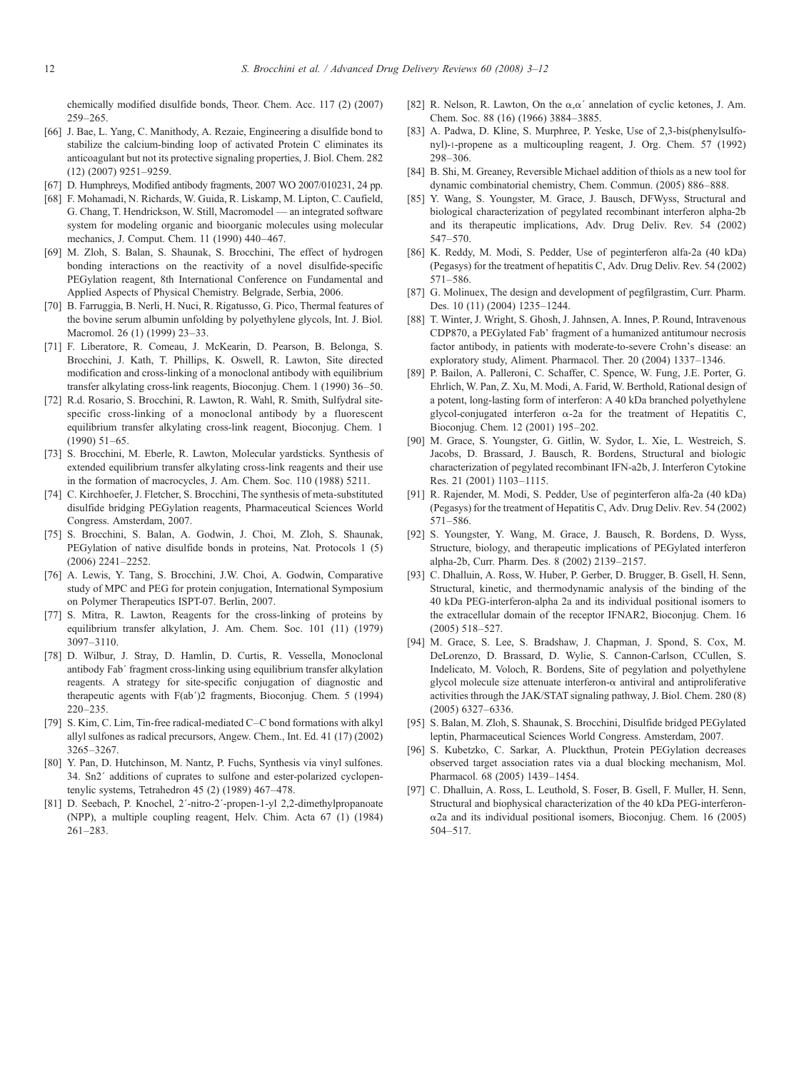chemically modified disulfide bonds, Theor. Chem. Acc. 117 (2) (2007) 259–265.

[66] J. Bae, L. Yang, C. Manithody, A. Rezaie, Engineering a disulfide bond to stabilize the calcium-binding loop of activated Protein C eliminates its anticoagulant but not its protective signaling properties, J. Biol. Chem. 282 (12) (2007) 9251–9259.

[67] D. Humphreys, Modified antibody fragments, 2007 WO 2007/010231, 24 pp.

[68] F. Mohamadi, N. Richards, W. Guida, R. Liskamp, M. Lipton, C. Caufield, G. Chang, T. Hendrickson, W. Still, Macromodel — an integrated software system for modeling organic and bioorganic molecules using molecular mechanics, J. Comput. Chem. 11 (1990) 440–467.

[69] M. Zloh, S. Balan, S. Shaunak, S. Brocchini, The effect of hydrogen bonding interactions on the reactivity of a novel disulfide-specific PEGylation reagent, 8th International Conference on Fundamental and Applied Aspects of Physical Chemistry. Belgrade, Serbia, 2006.

[70] B. Farruggia, B. Nerli, H. Nuci, R. Rigatusso, G. Pico, Thermal features of the bovine serum albumin unfolding by polyethylene glycols, Int. J. Biol. Macromol. 26 (1) (1999) 23–33.

[71] F. Liberatore, R. Comeau, J. McKearin, D. Pearson, B. Belonga, S. Brocchini, J. Kath, T. Phillips, K. Oswell, R. Lawton, Site directed modification and cross-linking of a monoclonal antibody with equilibrium transfer alkylating cross-link reagents, Bioconjug. Chem. 1 (1990) 36–50.

[72] R.d. Rosario, S. Brocchini, R. Lawton, R. Wahl, R. Smith, Sulfydral site-specific cross-linking of a monoclonal antibody by a fluorescent equilibrium transfer alkylating cross-link reagent, Bioconjug. Chem. 1 (1990) 51–65.

[73] S. Brocchini, M. Eberle, R. Lawton, Molecular yardsticks. Synthesis of extended equilibrium transfer alkylating cross-link reagents and their use in the formation of macrocycles, J. Am. Chem. Soc. 110 (1988) 5211.

[74] C. Kirchhoefer, J. Fletcher, S. Brocchini, The synthesis of meta-substituted disulfide bridging PEGylation reagents, Pharmaceutical Sciences World Congress. Amsterdam, 2007.

[75] S. Brocchini, S. Balan, A. Godwin, J. Choi, M. Zloh, S. Shaunak, PEGylation of native disulfide bonds in proteins, Nat. Protocols 1 (5) (2006) 2241–2252.

[76] A. Lewis, Y. Tang, S. Brocchini, J.W. Choi, A. Godwin, Comparative study of MPC and PEG for protein conjugation, International Symposium on Polymer Therapeutics ISPT-07. Berlin, 2007.

[77] S. Mitra, R. Lawton, Reagents for the cross-linking of proteins by equilibrium transfer alkylation, J. Am. Chem. Soc. 101 (11) (1979) 3097–3110.

[78] D. Wilbur, J. Stray, D. Hamlin, D. Curtis, R. Vessella, Monoclonal antibody Fab′ fragment cross-linking using equilibrium transfer alkylation reagents. A strategy for site-specific conjugation of diagnostic and therapeutic agents with F(ab′)2 fragments, Bioconjug. Chem. 5 (1994) 220–235.

[79] S. Kim, C. Lim, Tin-free radical-mediated C–C bond formations with alkyl allyl sulfones as radical precursors, Angew. Chem., Int. Ed. 41 (17) (2002) 3265–3267.

[80] Y. Pan, D. Hutchinson, M. Nantz, P. Fuchs, Synthesis via vinyl sulfones. 34. Sn2′ additions of cuprates to sulfone and ester-polarized cyclopentenylic systems, Tetrahedron 45 (2) (1989) 467–478.

[81] D. Seebach, P. Knochel, 2′-nitro-2′-propen-1-yl 2,2-dimethylpropanoate (NPP), a multiple coupling reagent, Helv. Chim. Acta 67 (1) (1984) 261–283.

[82] R. Nelson, R. Lawton, On the α,α′ annelation of cyclic ketones, J. Am. Chem. Soc. 88 (16) (1966) 3884–3885.

[83] A. Padwa, D. Kline, S. Murphree, P. Yeske, Use of 2,3-bis(phenylsulfonyl)-1-propene as a multicoupling reagent, J. Org. Chem. 57 (1992) 298–306.

[84] B. Shi, M. Greaney, Reversible Michael addition of thiols as a new tool for dynamic combinatorial chemistry, Chem. Commun. (2005) 886–888.

[85] Y. Wang, S. Youngster, M. Grace, J. Bausch, DFWyss, Structural and biological characterization of pegylated recombinant interferon alpha-2b and its therapeutic implications, Adv. Drug Deliv. Rev. 54 (2002) 547–570.

[86] K. Reddy, M. Modi, S. Pedder, Use of peginterferon alfa-2a (40 kDa) (Pegasys) for the treatment of hepatitis C, Adv. Drug Deliv. Rev. 54 (2002) 571–586.

[87] G. Molinuex, The design and development of pegfilgrastim, Curr. Pharm. Des. 10 (11) (2004) 1235–1244.

[88] T. Winter, J. Wright, S. Ghosh, J. Jahnsen, A. Innes, P. Round, Intravenous CDP870, a PEGylated Fab' fragment of a humanized antitumour necrosis factor antibody, in patients with moderate-to-severe Crohn's disease: an exploratory study, Aliment. Pharmacol. Ther. 20 (2004) 1337–1346.

[89] P. Bailon, A. Palleroni, C. Schaffer, C. Spence, W. Fung, J.E. Porter, G. Ehrlich, W. Pan, Z. Xu, M. Modi, A. Farid, W. Berthold, Rational design of a potent, long-lasting form of interferon: A 40 kDa branched polyethylene glycol-conjugated interferon α-2a for the treatment of Hepatitis C, Bioconjug. Chem. 12 (2001) 195–202.

[90] M. Grace, S. Youngster, G. Gitlin, W. Sydor, L. Xie, L. Westreich, S. Jacobs, D. Brassard, J. Bausch, R. Bordens, Structural and biologic characterization of pegylated recombinant IFN-a2b, J. Interferon Cytokine Res. 21 (2001) 1103–1115.

[91] R. Rajender, M. Modi, S. Pedder, Use of peginterferon alfa-2a (40 kDa) (Pegasys) for the treatment of Hepatitis C, Adv. Drug Deliv. Rev. 54 (2002) 571–586.

[92] S. Youngster, Y. Wang, M. Grace, J. Bausch, R. Bordens, D. Wyss, Structure, biology, and therapeutic implications of PEGylated interferon alpha-2b, Curr. Pharm. Des. 8 (2002) 2139–2157.

[93] C. Dhalluin, A. Ross, W. Huber, P. Gerber, D. Brugger, B. Gsell, H. Senn, Structural, kinetic, and thermodynamic analysis of the binding of the 40 kDa PEG-interferon-alpha 2a and its individual positional isomers to the extracellular domain of the receptor IFNAR2, Bioconjug. Chem. 16 (2005) 518–527.

[94] M. Grace, S. Lee, S. Bradshaw, J. Chapman, J. Spond, S. Cox, M. DeLorenzo, D. Brassard, D. Wylie, S. Cannon-Carlson, CCullen, S. Indelicato, M. Voloch, R. Bordens, Site of pegylation and polyethylene glycol molecule size attenuate interferon-α antiviral and antiproliferative activities through the JAK/STAT signaling pathway, J. Biol. Chem. 280 (8) (2005) 6327–6336.

[95] S. Balan, M. Zloh, S. Shaunak, S. Brocchini, Disulfide bridged PEGylated leptin, Pharmaceutical Sciences World Congress. Amsterdam, 2007.

[96] S. Kubetzko, C. Sarkar, A. Pluckthun, Protein PEGylation decreases observed target association rates via a dual blocking mechanism, Mol. Pharmacol. 68 (2005) 1439–1454.

[97] C. Dhalluin, A. Ross, L. Leuthold, S. Foser, B. Gsell, F. Muller, H. Senn, Structural and biophysical characterization of the 40 kDa PEG-interferon-α2a and its individual positional isomers, Bioconjug. Chem. 16 (2005) 504–517.